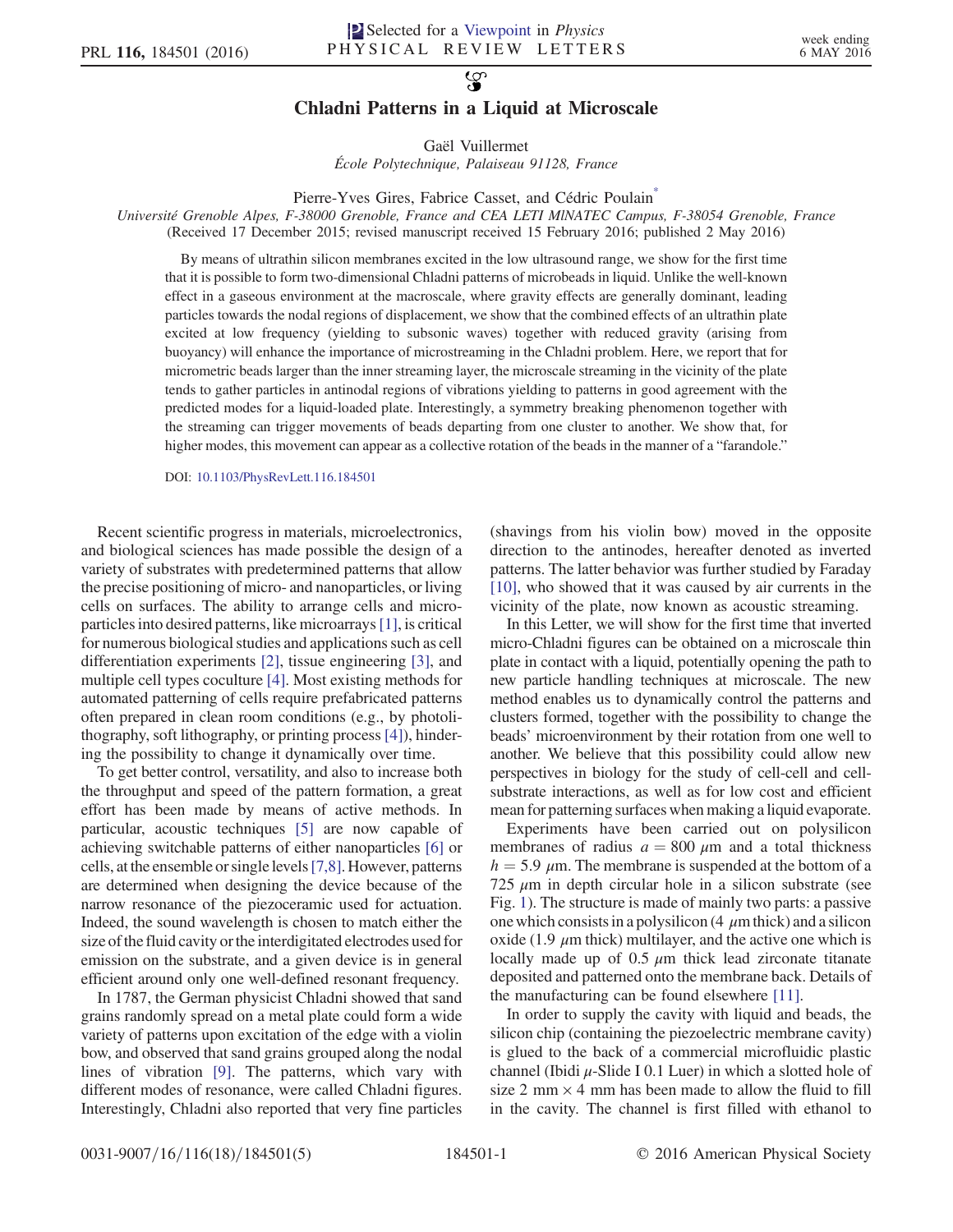# Chladni Patterns in a Liquid at Microscale

Gaël Vuillermet
*École Polytechnique, Palaiseau 91128, France*

Pierre-Yves Gires, Fabrice Casset, and Cédric Poulain*
*Université Grenoble Alpes, F-38000 Grenoble, France and CEA LETI MINATEC Campus, F-38054 Grenoble, France*
(Received 17 December 2015; revised manuscript received 15 February 2016; published 2 May 2016)

By means of ultrathin silicon membranes excited in the low ultrasound range, we show for the first time that it is possible to form two-dimensional Chladni patterns of microbeads in liquid. Unlike the well-known effect in a gaseous environment at the macroscale, where gravity effects are generally dominant, leading particles towards the nodal regions of displacement, we show that the combined effects of an ultrathin plate excited at low frequency (yielding to subsonic waves) together with reduced gravity (arising from buoyancy) will enhance the importance of microstreaming in the Chladni problem. Here, we report that for micrometric beads larger than the inner streaming layer, the microscale streaming in the vicinity of the plate tends to gather particles in antinodal regions of vibrations yielding to patterns in good agreement with the predicted modes for a liquid-loaded plate. Interestingly, a symmetry breaking phenomenon together with the streaming can trigger movements of beads departing from one cluster to another. We show that, for higher modes, this movement can appear as a collective rotation of the beads in the manner of a "farandole."

DOI: 10.1103/PhysRevLett.116.184501

Recent scientific progress in materials, microelectronics, and biological sciences has made possible the design of a variety of substrates with predetermined patterns that allow the precise positioning of micro- and nanoparticles, or living cells on surfaces. The ability to arrange cells and microparticles into desired patterns, like microarrays [1], is critical for numerous biological studies and applications such as cell differentiation experiments [2], tissue engineering [3], and multiple cell types coculture [4]. Most existing methods for automated patterning of cells require prefabricated patterns often prepared in clean room conditions (e.g., by photolithography, soft lithography, or printing process [4]), hindering the possibility to change it dynamically over time.

To get better control, versatility, and also to increase both the throughput and speed of the pattern formation, a great effort has been made by means of active methods. In particular, acoustic techniques [5] are now capable of achieving switchable patterns of either nanoparticles [6] or cells, at the ensemble or single levels [7,8]. However, patterns are determined when designing the device because of the narrow resonance of the piezoceramic used for actuation. Indeed, the sound wavelength is chosen to match either the size of the fluid cavity or the interdigitated electrodes used for emission on the substrate, and a given device is in general efficient around only one well-defined resonant frequency.

In 1787, the German physicist Chladni showed that sand grains randomly spread on a metal plate could form a wide variety of patterns upon excitation of the edge with a violin bow, and observed that sand grains grouped along the nodal lines of vibration [9]. The patterns, which vary with different modes of resonance, were called Chladni figures. Interestingly, Chladni also reported that very fine particles (shavings from his violin bow) moved in the opposite direction to the antinodes, hereafter denoted as inverted patterns. The latter behavior was further studied by Faraday [10], who showed that it was caused by air currents in the vicinity of the plate, now known as acoustic streaming.

In this Letter, we will show for the first time that inverted micro-Chladni figures can be obtained on a microscale thin plate in contact with a liquid, potentially opening the path to new particle handling techniques at microscale. The new method enables us to dynamically control the patterns and clusters formed, together with the possibility to change the beads' microenvironment by their rotation from one well to another. We believe that this possibility could allow new perspectives in biology for the study of cell-cell and cell-substrate interactions, as well as for low cost and efficient mean for patterning surfaces when making a liquid evaporate.

Experiments have been carried out on polysilicon membranes of radius $a = 800\ \mu$m and a total thickness $h = 5.9\ \mu$m. The membrane is suspended at the bottom of a 725 $\mu$m in depth circular hole in a silicon substrate (see Fig. 1). The structure is made of mainly two parts: a passive one which consists in a polysilicon (4 $\mu$m thick) and a silicon oxide (1.9 $\mu$m thick) multilayer, and the active one which is locally made up of 0.5 $\mu$m thick lead zirconate titanate deposited and patterned onto the membrane back. Details of the manufacturing can be found elsewhere [11].

In order to supply the cavity with liquid and beads, the silicon chip (containing the piezoelectric membrane cavity) is glued to the back of a commercial microfluidic plastic channel (Ibidi $\mu$-Slide I 0.1 Luer) in which a slotted hole of size 2 mm × 4 mm has been made to allow the fluid to fill in the cavity. The channel is first filled with ethanol to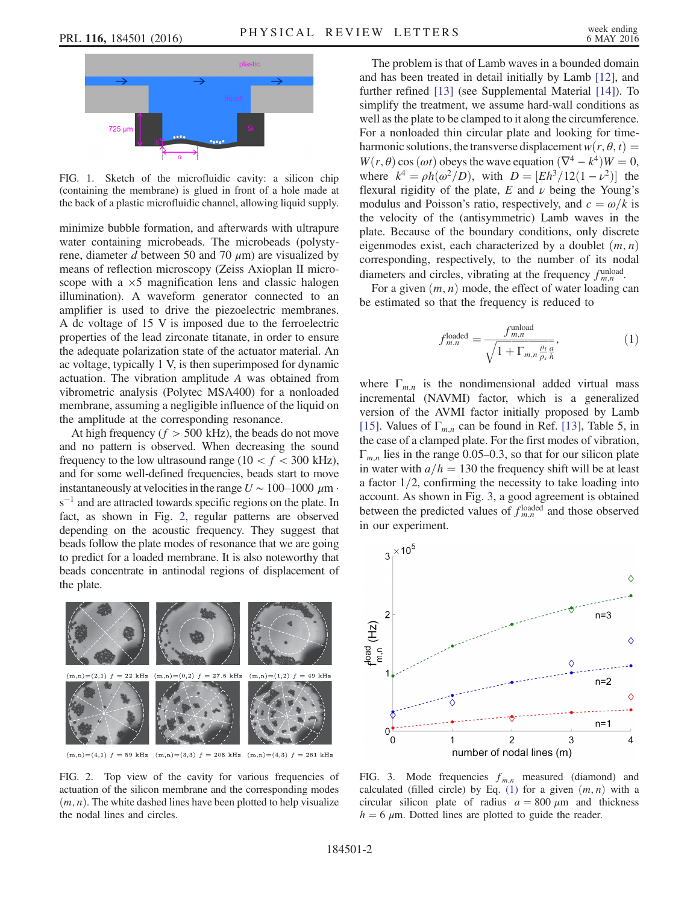FIG. 1. Sketch of the microfluidic cavity: a silicon chip (containing the membrane) is glued in front of a hole made at the back of a plastic microfluidic channel, allowing liquid supply.

minimize bubble formation, and afterwards with ultrapure water containing microbeads. The microbeads (polystyrene, diameter $d$ between 50 and 70 $\mu$m) are visualized by means of reflection microscopy (Zeiss Axioplan II microscope with a $\times 5$ magnification lens and classic halogen illumination). A waveform generator connected to an amplifier is used to drive the piezoelectric membranes. A dc voltage of 15 V is imposed due to the ferroelectric properties of the lead zirconate titanate, in order to ensure the adequate polarization state of the actuator material. An ac voltage, typically 1 V, is then superimposed for dynamic actuation. The vibration amplitude $A$ was obtained from vibrometric analysis (Polytec MSA400) for a nonloaded membrane, assuming a negligible influence of the liquid on the amplitude at the corresponding resonance.

At high frequency ($f > 500$ kHz), the beads do not move and no pattern is observed. When decreasing the sound frequency to the low ultrasound range ($10 < f < 300$ kHz), and for some well-defined frequencies, beads start to move instantaneously at velocities in the range $U \sim 100$–$1000$ $\mu$m $\cdot$ s$^{-1}$ and are attracted towards specific regions on the plate. In fact, as shown in Fig. 2, regular patterns are observed depending on the acoustic frequency. They suggest that beads follow the plate modes of resonance that we are going to predict for a loaded membrane. It is also noteworthy that beads concentrate in antinodal regions of displacement of the plate.

(m,n)=(2,1) $f$ = 22 kHz (m,n)=(0,2) $f$ = 27.6 kHz (m,n)=(1,2) $f$ = 49 kHz

(m,n)=(4,1) $f$ = 59 kHz (m,n)=(3,3) $f$ = 208 kHz (m,n)=(4,3) $f$ = 261 kHz

FIG. 2. Top view of the cavity for various frequencies of actuation of the silicon membrane and the corresponding modes $(m, n)$. The white dashed lines have been plotted to help visualize the nodal lines and circles.

The problem is that of Lamb waves in a bounded domain and has been treated in detail initially by Lamb [12], and further refined [13] (see Supplemental Material [14]). To simplify the treatment, we assume hard-wall conditions as well as the plate to be clamped to it along the circumference. For a nonloaded thin circular plate and looking for time-harmonic solutions, the transverse displacement $w(r, \theta, t) = W(r, \theta) \cos(\omega t)$ obeys the wave equation $(\nabla^4 - k^4)W = 0$, where $k^4 = \rho h(\omega^2/D)$, with $D = [Eh^3/12(1 - \nu^2)]$ the flexural rigidity of the plate, $E$ and $\nu$ being the Young's modulus and Poisson's ratio, respectively, and $c = \omega/k$ is the velocity of the (antisymmetric) Lamb waves in the plate. Because of the boundary conditions, only discrete eigenmodes exist, each characterized by a doublet $(m, n)$ corresponding, respectively, to the number of its nodal diameters and circles, vibrating at the frequency $f_{m,n}^{\text{unload}}$.

For a given $(m, n)$ mode, the effect of water loading can be estimated so that the frequency is reduced to

$$f_{m,n}^{\text{loaded}} = \frac{f_{m,n}^{\text{unload}}}{\sqrt{1 + \Gamma_{m,n} \frac{\rho_l}{\rho_s} \frac{a}{h}}}, \tag{1}$$

where $\Gamma_{m,n}$ is the nondimensional added virtual mass incremental (NAVMI) factor, which is a generalized version of the AVMI factor initially proposed by Lamb [15]. Values of $\Gamma_{m,n}$ can be found in Ref. [13], Table 5, in the case of a clamped plate. For the first modes of vibration, $\Gamma_{m,n}$ lies in the range 0.05–0.3, so that for our silicon plate in water with $a/h = 130$ the frequency shift will be at least a factor 1/2, confirming the necessity to take loading into account. As shown in Fig. 3, a good agreement is obtained between the predicted values of $f_{m,n}^{\text{loaded}}$ and those observed in our experiment.

FIG. 3. Mode frequencies $f_{m,n}$ measured (diamond) and calculated (filled circle) by Eq. (1) for a given $(m, n)$ with a circular silicon plate of radius $a = 800$ $\mu$m and thickness $h = 6$ $\mu$m. Dotted lines are plotted to guide the reader.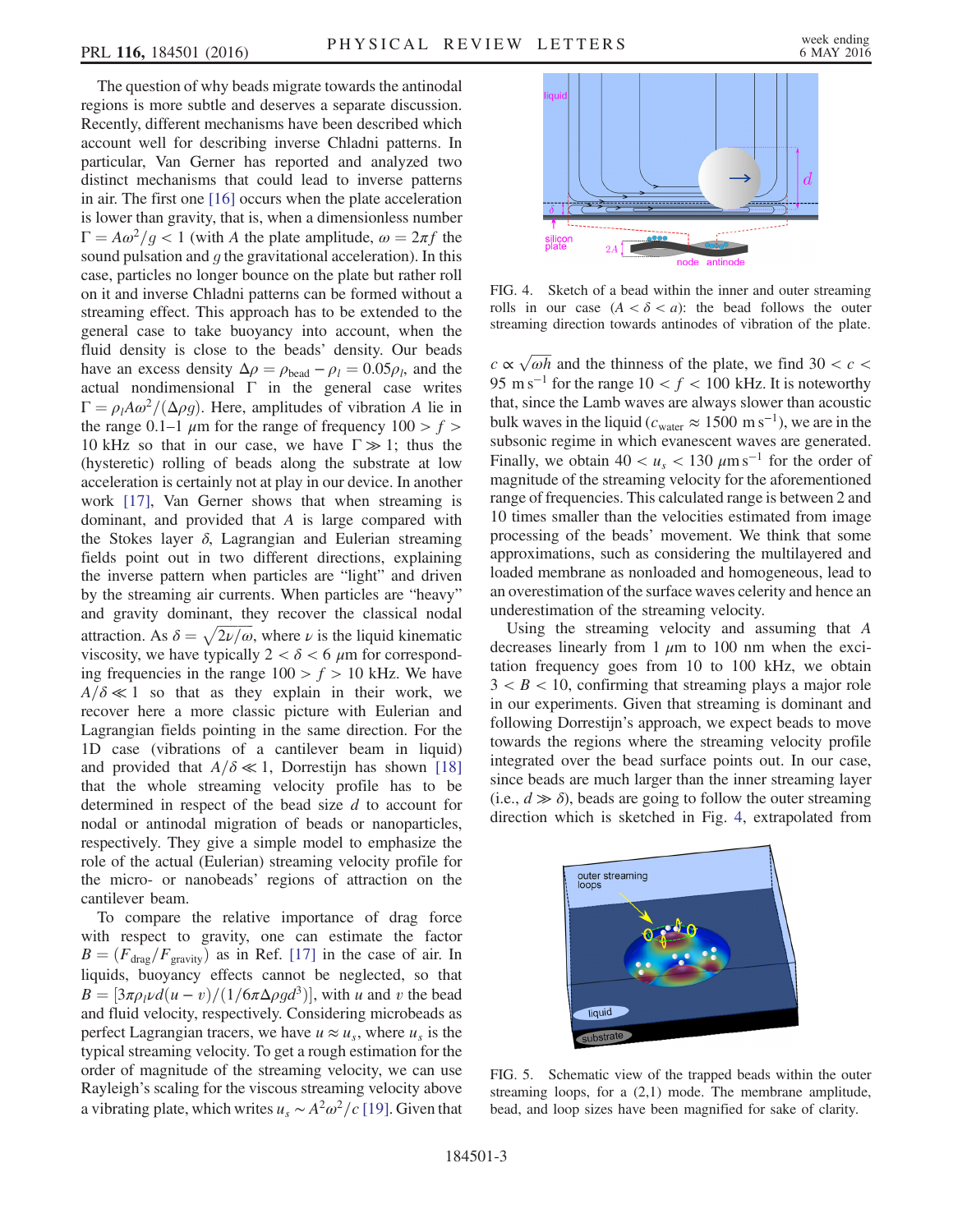The question of why beads migrate towards the antinodal regions is more subtle and deserves a separate discussion. Recently, different mechanisms have been described which account well for describing inverse Chladni patterns. In particular, Van Gerner has reported and analyzed two distinct mechanisms that could lead to inverse patterns in air. The first one [16] occurs when the plate acceleration is lower than gravity, that is, when a dimensionless number $\Gamma = A\omega^2/g < 1$ (with $A$ the plate amplitude, $\omega = 2\pi f$ the sound pulsation and $g$ the gravitational acceleration). In this case, particles no longer bounce on the plate but rather roll on it and inverse Chladni patterns can be formed without a streaming effect. This approach has to be extended to the general case to take buoyancy into account, when the fluid density is close to the beads' density. Our beads have an excess density $\Delta\rho = \rho_{\rm bead} - \rho_l = 0.05\rho_l$, and the actual nondimensional $\Gamma$ in the general case writes $\Gamma = \rho_l A\omega^2/(\Delta\rho g)$. Here, amplitudes of vibration $A$ lie in the range 0.1–1 $\mu$m for the range of frequency $100 > f > 10$ kHz so that in our case, we have $\Gamma \gg 1$; thus the (hysteretic) rolling of beads along the substrate at low acceleration is certainly not at play in our device. In another work [17], Van Gerner shows that when streaming is dominant, and provided that $A$ is large compared with the Stokes layer $\delta$, Lagrangian and Eulerian streaming fields point out in two different directions, explaining the inverse pattern when particles are "light" and driven by the streaming air currents. When particles are "heavy" and gravity dominant, they recover the classical nodal attraction. As $\delta = \sqrt{2\nu/\omega}$, where $\nu$ is the liquid kinematic viscosity, we have typically $2 < \delta < 6$ $\mu$m for corresponding frequencies in the range $100 > f > 10$ kHz. We have $A/\delta \ll 1$ so that as they explain in their work, we recover here a more classic picture with Eulerian and Lagrangian fields pointing in the same direction. For the 1D case (vibrations of a cantilever beam in liquid) and provided that $A/\delta \ll 1$, Dorrestijn has shown [18] that the whole streaming velocity profile has to be determined in respect of the bead size $d$ to account for nodal or antinodal migration of beads or nanoparticles, respectively. They give a simple model to emphasize the role of the actual (Eulerian) streaming velocity profile for the micro- or nanobeads' regions of attraction on the cantilever beam.

To compare the relative importance of drag force with respect to gravity, one can estimate the factor $B = (F_{\rm drag}/F_{\rm gravity})$ as in Ref. [17] in the case of air. In liquids, buoyancy effects cannot be neglected, so that $B = [3\pi\rho_l\nu d(u - v)]/(1/6\pi\Delta\rho g d^3)]$, with $u$ and $v$ the bead and fluid velocity, respectively. Considering microbeads as perfect Lagrangian tracers, we have $u \approx u_s$, where $u_s$ is the typical streaming velocity. To get a rough estimation for the order of magnitude of the streaming velocity, we can use Rayleigh's scaling for the viscous streaming velocity above a vibrating plate, which writes $u_s \sim A^2\omega^2/c$ [19]. Given that $c \propto \sqrt{\omega h}$ and the thinness of the plate, we find $30 < c < 95$ m s$^{-1}$ for the range $10 < f < 100$ kHz. It is noteworthy that, since the Lamb waves are always slower than acoustic bulk waves in the liquid ($c_{\rm water} \approx 1500$ m s$^{-1}$), we are in the subsonic regime in which evanescent waves are generated. Finally, we obtain $40 < u_s < 130$ $\mu$m s$^{-1}$ for the order of magnitude of the streaming velocity for the aforementioned range of frequencies. This calculated range is between 2 and 10 times smaller than the velocities estimated from image processing of the beads' movement. We think that some approximations, such as considering the multilayered and loaded membrane as nonloaded and homogeneous, lead to an overestimation of the surface waves celerity and hence an underestimation of the streaming velocity.

Using the streaming velocity and assuming that $A$ decreases linearly from 1 $\mu$m to 100 nm when the excitation frequency goes from 10 to 100 kHz, we obtain $3 < B < 10$, confirming that streaming plays a major role in our experiments. Given that streaming is dominant and following Dorrestijn's approach, we expect beads to move towards the regions where the streaming velocity profile integrated over the bead surface points out. In our case, since beads are much larger than the inner streaming layer (i.e., $d \gg \delta$), beads are going to follow the outer streaming direction which is sketched in Fig. 4, extrapolated from

FIG. 4. Sketch of a bead within the inner and outer streaming rolls in our case ($A < \delta < a$): the bead follows the outer streaming direction towards antinodes of vibration of the plate.

FIG. 5. Schematic view of the trapped beads within the outer streaming loops, for a (2,1) mode. The membrane amplitude, bead, and loop sizes have been magnified for sake of clarity.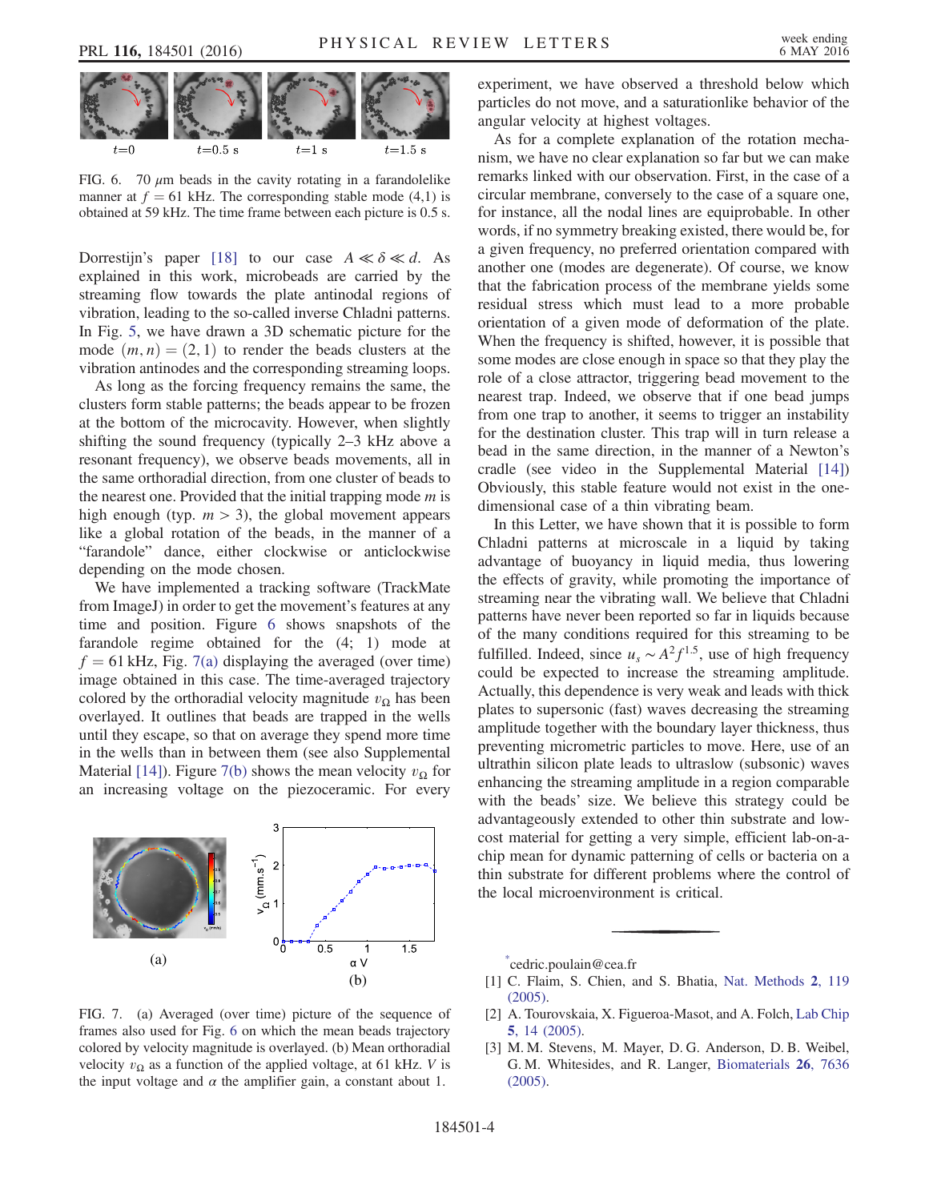t=0

t=0.5 s

t=1 s

t=1.5 s

FIG. 6. 70 $\mu$m beads in the cavity rotating in a farandolelike manner at $f = 61$ kHz. The corresponding stable mode (4,1) is obtained at 59 kHz. The time frame between each picture is 0.5 s.

Dorrestijn's paper [18] to our case $A \ll \delta \ll d$. As explained in this work, microbeads are carried by the streaming flow towards the plate antinodal regions of vibration, leading to the so-called inverse Chladni patterns. In Fig. 5, we have drawn a 3D schematic picture for the mode $(m, n) = (2, 1)$ to render the beads clusters at the vibration antinodes and the corresponding streaming loops.

As long as the forcing frequency remains the same, the clusters form stable patterns; the beads appear to be frozen at the bottom of the microcavity. However, when slightly shifting the sound frequency (typically 2–3 kHz above a resonant frequency), we observe beads movements, all in the same orthoradial direction, from one cluster of beads to the nearest one. Provided that the initial trapping mode $m$ is high enough (typ. $m > 3$), the global movement appears like a global rotation of the beads, in the manner of a "farandole" dance, either clockwise or anticlockwise depending on the mode chosen.

We have implemented a tracking software (TrackMate from ImageJ) in order to get the movement's features at any time and position. Figure 6 shows snapshots of the farandole regime obtained for the (4; 1) mode at $f = 61$ kHz, Fig. 7(a) displaying the averaged (over time) image obtained in this case. The time-averaged trajectory colored by the orthoradial velocity magnitude $v_\Omega$ has been overlayed. It outlines that beads are trapped in the wells until they escape, so that on average they spend more time in the wells than in between them (see also Supplemental Material [14]). Figure 7(b) shows the mean velocity $v_\Omega$ for an increasing voltage on the piezoceramic. For every experiment, we have observed a threshold below which particles do not move, and a saturationlike behavior of the angular velocity at highest voltages.

As for a complete explanation of the rotation mechanism, we have no clear explanation so far but we can make remarks linked with our observation. First, in the case of a circular membrane, conversely to the case of a square one, for instance, all the nodal lines are equiprobable. In other words, if no symmetry breaking existed, there would be, for a given frequency, no preferred orientation compared with another one (modes are degenerate). Of course, we know that the fabrication process of the membrane yields some residual stress which must lead to a more probable orientation of a given mode of deformation of the plate. When the frequency is shifted, however, it is possible that some modes are close enough in space so that they play the role of a close attractor, triggering bead movement to the nearest trap. Indeed, we observe that if one bead jumps from one trap to another, it seems to trigger an instability for the destination cluster. This trap will in turn release a bead in the same direction, in the manner of a Newton's cradle (see video in the Supplemental Material [14]) Obviously, this stable feature would not exist in the one-dimensional case of a thin vibrating beam.

In this Letter, we have shown that it is possible to form Chladni patterns at microscale in a liquid by taking advantage of buoyancy in liquid media, thus lowering the effects of gravity, while promoting the importance of streaming near the vibrating wall. We believe that Chladni patterns have never been reported so far in liquids because of the many conditions required for this streaming to be fulfilled. Indeed, since $u_s \sim A^2 f^{1.5}$, use of high frequency could be expected to increase the streaming amplitude. Actually, this dependence is very weak and leads with thick plates to supersonic (fast) waves decreasing the streaming amplitude together with the boundary layer thickness, thus preventing micrometric particles to move. Here, use of an ultrathin silicon plate leads to ultraslow (subsonic) waves enhancing the streaming amplitude in a region comparable with the beads' size. We believe this strategy could be advantageously extended to other thin substrate and low-cost material for getting a very simple, efficient lab-on-a-chip mean for dynamic patterning of cells or bacteria on a thin substrate for different problems where the control of the local microenvironment is critical.

(a)

$v_\Omega$ (mm.s$^{-1}$)

3

2

1

0

0

0.5

1

1.5

α V

(b)

FIG. 7. (a) Averaged (over time) picture of the sequence of frames also used for Fig. 6 on which the mean beads trajectory colored by velocity magnitude is overlayed. (b) Mean orthoradial velocity $v_\Omega$ as a function of the applied voltage, at 61 kHz. $V$ is the input voltage and $\alpha$ the amplifier gain, a constant about 1.

[*]cedric.poulain@cea.fr

[1] C. Flaim, S. Chien, and S. Bhatia, Nat. Methods **2**, 119 (2005).

[2] A. Tourovskaia, X. Figueroa-Masot, and A. Folch, Lab Chip **5**, 14 (2005).

[3] M. M. Stevens, M. Mayer, D. G. Anderson, D. B. Weibel, G. M. Whitesides, and R. Langer, Biomaterials **26**, 7636 (2005).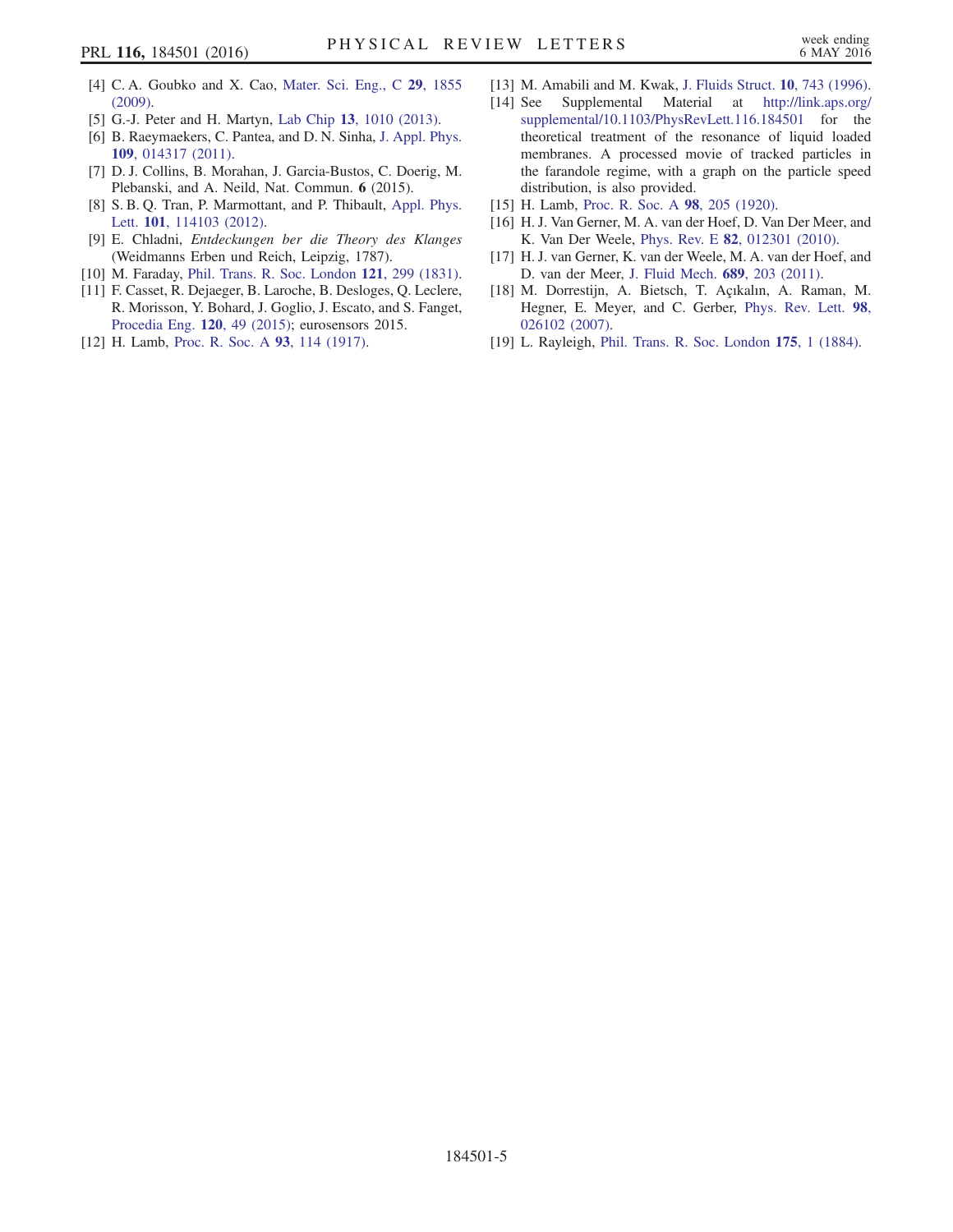[4] C. A. Goubko and X. Cao, Mater. Sci. Eng., C **29**, 1855 (2009).

[5] G.-J. Peter and H. Martyn, Lab Chip **13**, 1010 (2013).

[6] B. Raeymaekers, C. Pantea, and D. N. Sinha, J. Appl. Phys. **109**, 014317 (2011).

[7] D. J. Collins, B. Morahan, J. Garcia-Bustos, C. Doerig, M. Plebanski, and A. Neild, Nat. Commun. **6** (2015).

[8] S. B. Q. Tran, P. Marmottant, and P. Thibault, Appl. Phys. Lett. **101**, 114103 (2012).

[9] E. Chladni, *Entdeckungen ber die Theory des Klanges* (Weidmanns Erben und Reich, Leipzig, 1787).

[10] M. Faraday, Phil. Trans. R. Soc. London **121**, 299 (1831).

[11] F. Casset, R. Dejaeger, B. Laroche, B. Desloges, Q. Leclere, R. Morisson, Y. Bohard, J. Goglio, J. Escato, and S. Fanget, Procedia Eng. **120**, 49 (2015); eurosensors 2015.

[12] H. Lamb, Proc. R. Soc. A **93**, 114 (1917).

[13] M. Amabili and M. Kwak, J. Fluids Struct. **10**, 743 (1996).

[14] See Supplemental Material at http://link.aps.org/supplemental/10.1103/PhysRevLett.116.184501 for the theoretical treatment of the resonance of liquid loaded membranes. A processed movie of tracked particles in the farandole regime, with a graph on the particle speed distribution, is also provided.

[15] H. Lamb, Proc. R. Soc. A **98**, 205 (1920).

[16] H. J. Van Gerner, M. A. van der Hoef, D. Van Der Meer, and K. Van Der Weele, Phys. Rev. E **82**, 012301 (2010).

[17] H. J. van Gerner, K. van der Weele, M. A. van der Hoef, and D. van der Meer, J. Fluid Mech. **689**, 203 (2011).

[18] M. Dorrestijn, A. Bietsch, T. Açıkalın, A. Raman, M. Hegner, E. Meyer, and C. Gerber, Phys. Rev. Lett. **98**, 026102 (2007).

[19] L. Rayleigh, Phil. Trans. R. Soc. London **175**, 1 (1884).